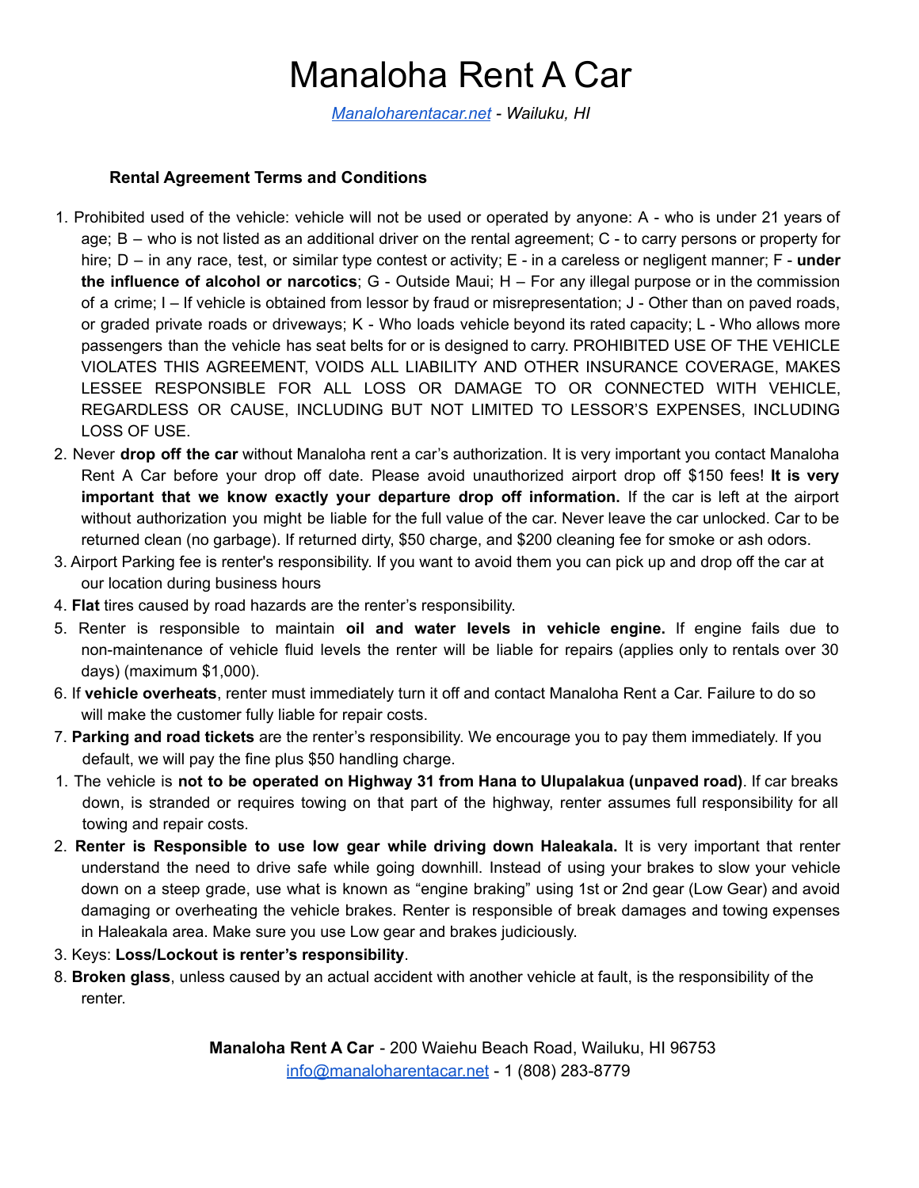# Manaloha Rent A Car

*Manaloharentacar.net - Wailuku, HI*

**Rental Agreement Terms and Conditions**

1. Prohibited used of the vehicle: vehicle will not be used or operated by anyone: A - who is under 21 years of age; B – who is not listed as an additional driver on the rental agreement; C - to carry persons or property for hire; D – in any race, test, or similar type contest or activity; E - in a careless or negligent manner; F - **under the influence of alcohol or narcotics**; G - Outside Maui; H – For any illegal purpose or in the commission of a crime; I – If vehicle is obtained from lessor by fraud or misrepresentation; J - Other than on paved roads, or graded private roads or driveways; K - Who loads vehicle beyond its rated capacity; L - Who allows more passengers than the vehicle has seat belts for or is designed to carry. PROHIBITED USE OF THE VEHICLE VIOLATES THIS AGREEMENT, VOIDS ALL LIABILITY AND OTHER INSURANCE COVERAGE, MAKES LESSEE RESPONSIBLE FOR ALL LOSS OR DAMAGE TO OR CONNECTED WITH VEHICLE, REGARDLESS OR CAUSE, INCLUDING BUT NOT LIMITED TO LESSOR'S EXPENSES, INCLUDING LOSS OF USE.
2. Never **drop off the car** without Manaloha rent a car's authorization. It is very important you contact Manaloha Rent A Car before your drop off date. Please avoid unauthorized airport drop off $150 fees! **It is very important that we know exactly your departure drop off information.** If the car is left at the airport without authorization you might be liable for the full value of the car. Never leave the car unlocked. Car to be returned clean (no garbage). If returned dirty, $50 charge, and $200 cleaning fee for smoke or ash odors.
3. Airport Parking fee is renter's responsibility. If you want to avoid them you can pick up and drop off the car at our location during business hours
4. **Flat** tires caused by road hazards are the renter's responsibility.
5. Renter is responsible to maintain **oil and water levels in vehicle engine.** If engine fails due to non-maintenance of vehicle fluid levels the renter will be liable for repairs (applies only to rentals over 30 days) (maximum $1,000).
6. If **vehicle overheats**, renter must immediately turn it off and contact Manaloha Rent a Car. Failure to do so will make the customer fully liable for repair costs.
7. **Parking and road tickets** are the renter's responsibility. We encourage you to pay them immediately. If you default, we will pay the fine plus $50 handling charge.

1. The vehicle is **not to be operated on Highway 31 from Hana to Ulupalakua (unpaved road)**. If car breaks down, is stranded or requires towing on that part of the highway, renter assumes full responsibility for all towing and repair costs.
2. **Renter is Responsible to use low gear while driving down Haleakala.** It is very important that renter understand the need to drive safe while going downhill. Instead of using your brakes to slow your vehicle down on a steep grade, use what is known as "engine braking" using 1st or 2nd gear (Low Gear) and avoid damaging or overheating the vehicle brakes. Renter is responsible of break damages and towing expenses in Haleakala area. Make sure you use Low gear and brakes judiciously.
3. Keys: **Loss/Lockout is renter's responsibility**.

8. **Broken glass**, unless caused by an actual accident with another vehicle at fault, is the responsibility of the renter.

**Manaloha Rent A Car** - 200 Waiehu Beach Road, Wailuku, HI 96753
info@manaloharentacar.net - 1 (808) 283-8779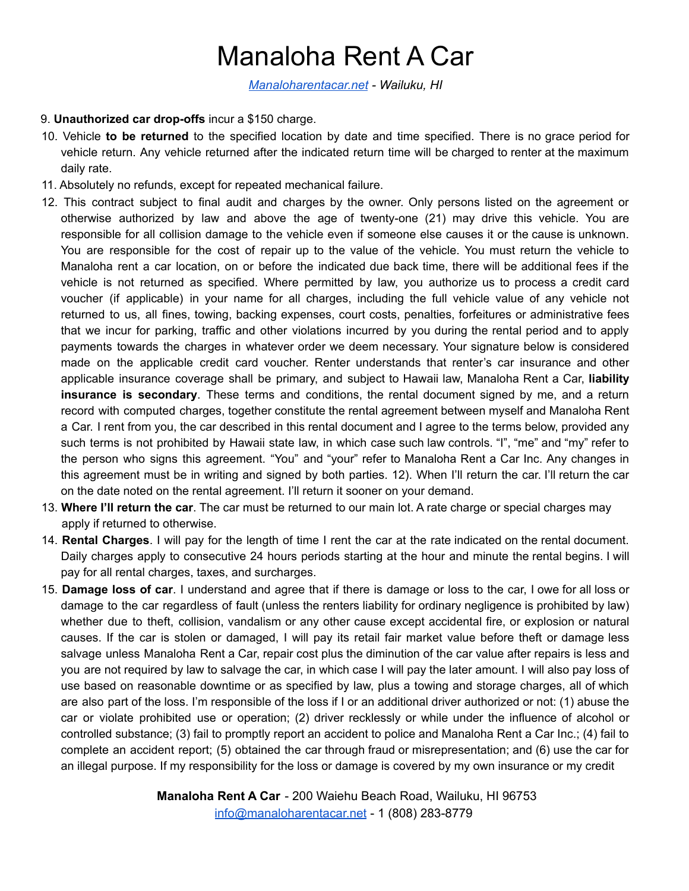# Manaloha Rent A Car

*Manalohar­entacar.net - Wailuku, HI*

9. **Unauthorized car drop-offs** incur a $150 charge.
10. Vehicle **to be returned** to the specified location by date and time specified. There is no grace period for vehicle return. Any vehicle returned after the indicated return time will be charged to renter at the maximum daily rate.
11. Absolutely no refunds, except for repeated mechanical failure.
12. This contract subject to final audit and charges by the owner. Only persons listed on the agreement or otherwise authorized by law and above the age of twenty-one (21) may drive this vehicle. You are responsible for all collision damage to the vehicle even if someone else causes it or the cause is unknown. You are responsible for the cost of repair up to the value of the vehicle. You must return the vehicle to Manaloha rent a car location, on or before the indicated due back time, there will be additional fees if the vehicle is not returned as specified. Where permitted by law, you authorize us to process a credit card voucher (if applicable) in your name for all charges, including the full vehicle value of any vehicle not returned to us, all fines, towing, backing expenses, court costs, penalties, forfeitures or administrative fees that we incur for parking, traffic and other violations incurred by you during the rental period and to apply payments towards the charges in whatever order we deem necessary. Your signature below is considered made on the applicable credit card voucher. Renter understands that renter's car insurance and other applicable insurance coverage shall be primary, and subject to Hawaii law, Manaloha Rent a Car, **liability insurance is secondary**. These terms and conditions, the rental document signed by me, and a return record with computed charges, together constitute the rental agreement between myself and Manaloha Rent a Car. I rent from you, the car described in this rental document and I agree to the terms below, provided any such terms is not prohibited by Hawaii state law, in which case such law controls. "I", "me" and "my" refer to the person who signs this agreement. "You" and "your" refer to Manaloha Rent a Car Inc. Any changes in this agreement must be in writing and signed by both parties. 12). When I'll return the car. I'll return the car on the date noted on the rental agreement. I'll return it sooner on your demand.
13. **Where I'll return the car**. The car must be returned to our main lot. A rate charge or special charges may apply if returned to otherwise.
14. **Rental Charges**. I will pay for the length of time I rent the car at the rate indicated on the rental document. Daily charges apply to consecutive 24 hours periods starting at the hour and minute the rental begins. I will pay for all rental charges, taxes, and surcharges.
15. **Damage loss of car**. I understand and agree that if there is damage or loss to the car, I owe for all loss or damage to the car regardless of fault (unless the renters liability for ordinary negligence is prohibited by law) whether due to theft, collision, vandalism or any other cause except accidental fire, or explosion or natural causes. If the car is stolen or damaged, I will pay its retail fair market value before theft or damage less salvage unless Manaloha Rent a Car, repair cost plus the diminution of the car value after repairs is less and you are not required by law to salvage the car, in which case I will pay the later amount. I will also pay loss of use based on reasonable downtime or as specified by law, plus a towing and storage charges, all of which are also part of the loss. I'm responsible of the loss if I or an additional driver authorized or not: (1) abuse the car or violate prohibited use or operation; (2) driver recklessly or while under the influence of alcohol or controlled substance; (3) fail to promptly report an accident to police and Manaloha Rent a Car Inc.; (4) fail to complete an accident report; (5) obtained the car through fraud or misrepresentation; and (6) use the car for an illegal purpose. If my responsibility for the loss or damage is covered by my own insurance or my credit

**Manaloha Rent A Car** - 200 Waiehu Beach Road, Wailuku, HI 96753
info@manaloharentacar.net - 1 (808) 283-8779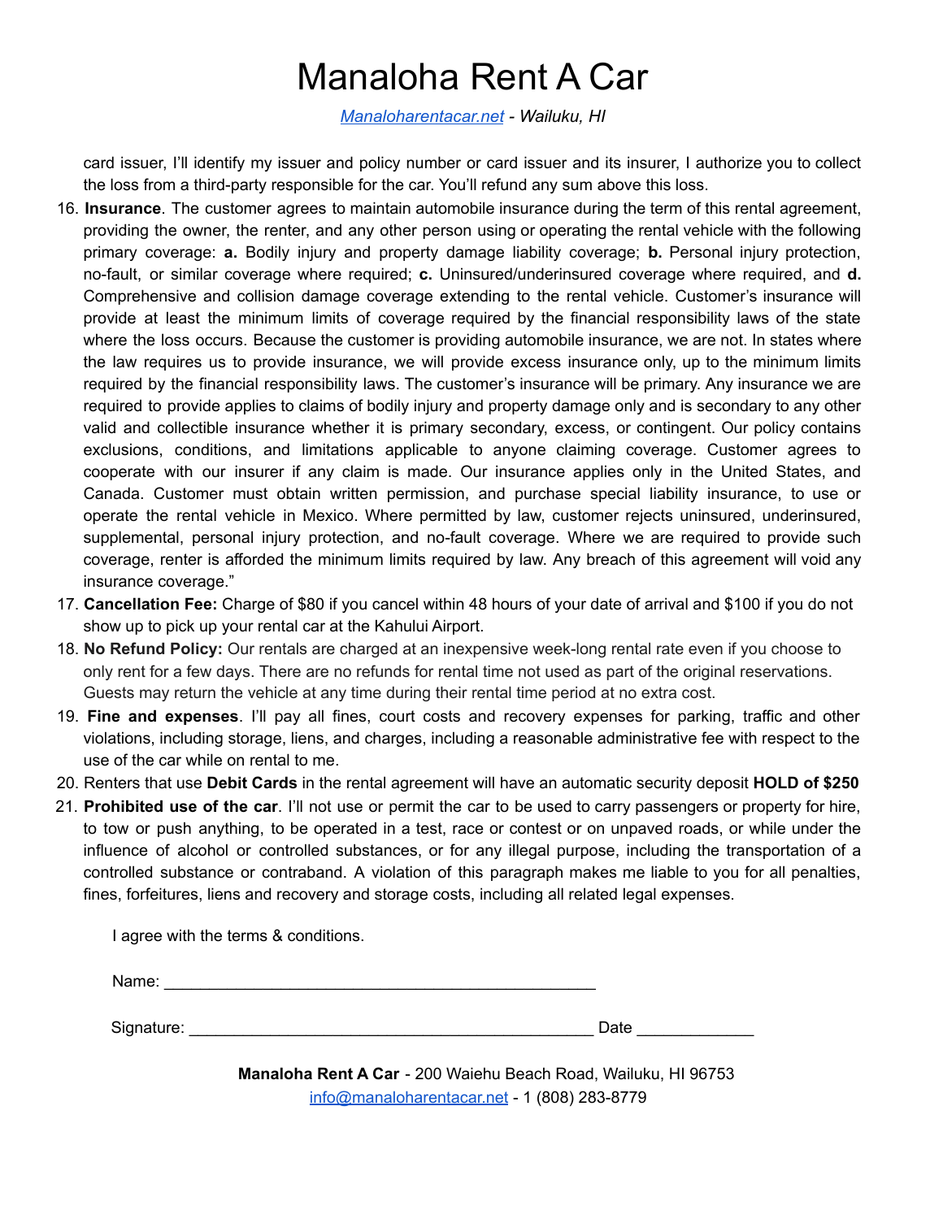card issuer, I'll identify my issuer and policy number or card issuer and its insurer, I authorize you to collect the loss from a third-party responsible for the car. You'll refund any sum above this loss.

16. **Insurance**. The customer agrees to maintain automobile insurance during the term of this rental agreement, providing the owner, the renter, and any other person using or operating the rental vehicle with the following primary coverage: **a.** Bodily injury and property damage liability coverage; **b.** Personal injury protection, no-fault, or similar coverage where required; **c.** Uninsured/underinsured coverage where required, and **d.** Comprehensive and collision damage coverage extending to the rental vehicle. Customer's insurance will provide at least the minimum limits of coverage required by the financial responsibility laws of the state where the loss occurs. Because the customer is providing automobile insurance, we are not. In states where the law requires us to provide insurance, we will provide excess insurance only, up to the minimum limits required by the financial responsibility laws. The customer's insurance will be primary. Any insurance we are required to provide applies to claims of bodily injury and property damage only and is secondary to any other valid and collectible insurance whether it is primary secondary, excess, or contingent. Our policy contains exclusions, conditions, and limitations applicable to anyone claiming coverage. Customer agrees to cooperate with our insurer if any claim is made. Our insurance applies only in the United States, and Canada. Customer must obtain written permission, and purchase special liability insurance, to use or operate the rental vehicle in Mexico. Where permitted by law, customer rejects uninsured, underinsured, supplemental, personal injury protection, and no-fault coverage. Where we are required to provide such coverage, renter is afforded the minimum limits required by law. Any breach of this agreement will void any insurance coverage."
17. **Cancellation Fee:** Charge of $80 if you cancel within 48 hours of your date of arrival and $100 if you do not show up to pick up your rental car at the Kahului Airport.
18. **No Refund Policy:** Our rentals are charged at an inexpensive week-long rental rate even if you choose to only rent for a few days. There are no refunds for rental time not used as part of the original reservations. Guests may return the vehicle at any time during their rental time period at no extra cost.
19. **Fine and expenses**. I'll pay all fines, court costs and recovery expenses for parking, traffic and other violations, including storage, liens, and charges, including a reasonable administrative fee with respect to the use of the car while on rental to me.
20. Renters that use **Debit Cards** in the rental agreement will have an automatic security deposit **HOLD of $250**
21. **Prohibited use of the car**. I'll not use or permit the car to be used to carry passengers or property for hire, to tow or push anything, to be operated in a test, race or contest or on unpaved roads, or while under the influence of alcohol or controlled substances, or for any illegal purpose, including the transportation of a controlled substance or contraband. A violation of this paragraph makes me liable to you for all penalties, fines, forfeitures, liens and recovery and storage costs, including all related legal expenses.

I agree with the terms & conditions.

Name: ________________________________________________

Signature: ____________________________________________ Date _____________

**Manaloha Rent A Car** - 200 Waiehu Beach Road, Wailuku, HI 96753
info@manaloharentacar.net - 1 (808) 283-8779